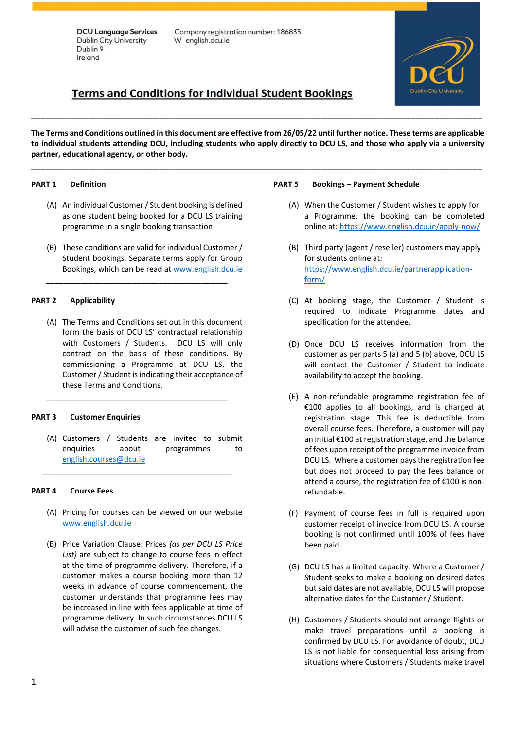**DCU Language Services**
Dublin City University
Dublin 9
Ireland

Company registration number: 186835
W english.dcu.ie

# Terms and Conditions for Individual Student Bookings

---

**The Terms and Conditions outlined in this document are effective from 26/05/22 until further notice. These terms are applicable to individual students attending DCU, including students who apply directly to DCU LS, and those who apply via a university partner, educational agency, or other body.**

---

## PART 1 Definition

(A) An individual Customer / Student booking is defined as one student being booked for a DCU LS training programme in a single booking transaction.

(B) These conditions are valid for individual Customer / Student bookings. Separate terms apply for Group Bookings, which can be read at [www.english.dcu.ie](www.english.dcu.ie)

---

## PART 2 Applicability

(A) The Terms and Conditions set out in this document form the basis of DCU LS' contractual relationship with Customers / Students. DCU LS will only contract on the basis of these conditions. By commissioning a Programme at DCU LS, the Customer / Student is indicating their acceptance of these Terms and Conditions.

---

## PART 3 Customer Enquiries

(A) Customers / Students are invited to submit enquiries about programmes to [english.courses@dcu.ie](mailto:english.courses@dcu.ie)

---

## PART 4 Course Fees

(A) Pricing for courses can be viewed on our website [www.english.dcu.ie](www.english.dcu.ie)

(B) Price Variation Clause: Prices *(as per DCU LS Price List)* are subject to change to course fees in effect at the time of programme delivery. Therefore, if a customer makes a course booking more than 12 weeks in advance of course commencement, the customer understands that programme fees may be increased in line with fees applicable at time of programme delivery. In such circumstances DCU LS will advise the customer of such fee changes.

## PART 5 Bookings – Payment Schedule

(A) When the Customer / Student wishes to apply for a Programme, the booking can be completed online at: [https://www.english.dcu.ie/apply-now/](https://www.english.dcu.ie/apply-now/)

(B) Third party (agent / reseller) customers may apply for students online at: [https://www.english.dcu.ie/partnerapplication-form/](https://www.english.dcu.ie/partnerapplication-form/)

(C) At booking stage, the Customer / Student is required to indicate Programme dates and specification for the attendee.

(D) Once DCU LS receives information from the customer as per parts 5 (a) and 5 (b) above, DCU LS will contact the Customer / Student to indicate availability to accept the booking.

(E) A non-refundable programme registration fee of €100 applies to all bookings, and is charged at registration stage. This fee is deductible from overall course fees. Therefore, a customer will pay an initial €100 at registration stage, and the balance of fees upon receipt of the programme invoice from DCU LS. Where a customer pays the registration fee but does not proceed to pay the fees balance or attend a course, the registration fee of €100 is non-refundable.

(F) Payment of course fees in full is required upon customer receipt of invoice from DCU LS. A course booking is not confirmed until 100% of fees have been paid.

(G) DCU LS has a limited capacity. Where a Customer / Student seeks to make a booking on desired dates but said dates are not available, DCU LS will propose alternative dates for the Customer / Student.

(H) Customers / Students should not arrange flights or make travel preparations until a booking is confirmed by DCU LS. For avoidance of doubt, DCU LS is not liable for consequential loss arising from situations where Customers / Students make travel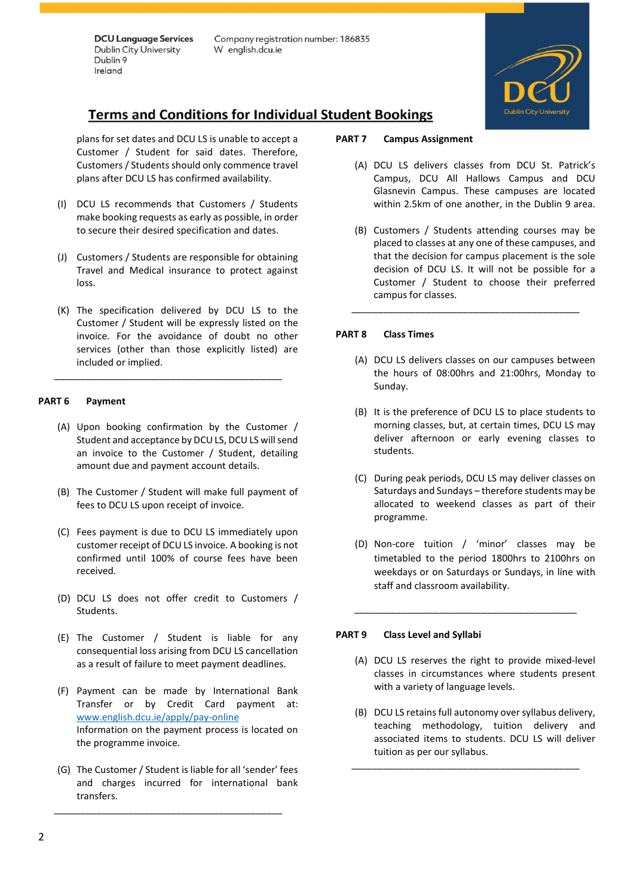plans for set dates and DCU LS is unable to accept a Customer / Student for said dates. Therefore, Customers / Students should only commence travel plans after DCU LS has confirmed availability.

(I) DCU LS recommends that Customers / Students make booking requests as early as possible, in order to secure their desired specification and dates.

(J) Customers / Students are responsible for obtaining Travel and Medical insurance to protect against loss.

(K) The specification delivered by DCU LS to the Customer / Student will be expressly listed on the invoice. For the avoidance of doubt no other services (other than those explicitly listed) are included or implied.

---

## PART 6 Payment

(A) Upon booking confirmation by the Customer / Student and acceptance by DCU LS, DCU LS will send an invoice to the Customer / Student, detailing amount due and payment account details.

(B) The Customer / Student will make full payment of fees to DCU LS upon receipt of invoice.

(C) Fees payment is due to DCU LS immediately upon customer receipt of DCU LS invoice. A booking is not confirmed until 100% of course fees have been received.

(D) DCU LS does not offer credit to Customers / Students.

(E) The Customer / Student is liable for any consequential loss arising from DCU LS cancellation as a result of failure to meet payment deadlines.

(F) Payment can be made by International Bank Transfer or by Credit Card payment at: www.english.dcu.ie/apply/pay-online
Information on the payment process is located on the programme invoice.

(G) The Customer / Student is liable for all 'sender' fees and charges incurred for international bank transfers.

---

## PART 7 Campus Assignment

(A) DCU LS delivers classes from DCU St. Patrick's Campus, DCU All Hallows Campus and DCU Glasnevin Campus. These campuses are located within 2.5km of one another, in the Dublin 9 area.

(B) Customers / Students attending courses may be placed to classes at any one of these campuses, and that the decision for campus placement is the sole decision of DCU LS. It will not be possible for a Customer / Student to choose their preferred campus for classes.

---

## PART 8 Class Times

(A) DCU LS delivers classes on our campuses between the hours of 08:00hrs and 21:00hrs, Monday to Sunday.

(B) It is the preference of DCU LS to place students to morning classes, but, at certain times, DCU LS may deliver afternoon or early evening classes to students.

(C) During peak periods, DCU LS may deliver classes on Saturdays and Sundays – therefore students may be allocated to weekend classes as part of their programme.

(D) Non-core tuition / 'minor' classes may be timetabled to the period 1800hrs to 2100hrs on weekdays or on Saturdays or Sundays, in line with staff and classroom availability.

---

## PART 9 Class Level and Syllabi

(A) DCU LS reserves the right to provide mixed-level classes in circumstances where students present with a variety of language levels.

(B) DCU LS retains full autonomy over syllabus delivery, teaching methodology, tuition delivery and associated items to students. DCU LS will deliver tuition as per our syllabus.

---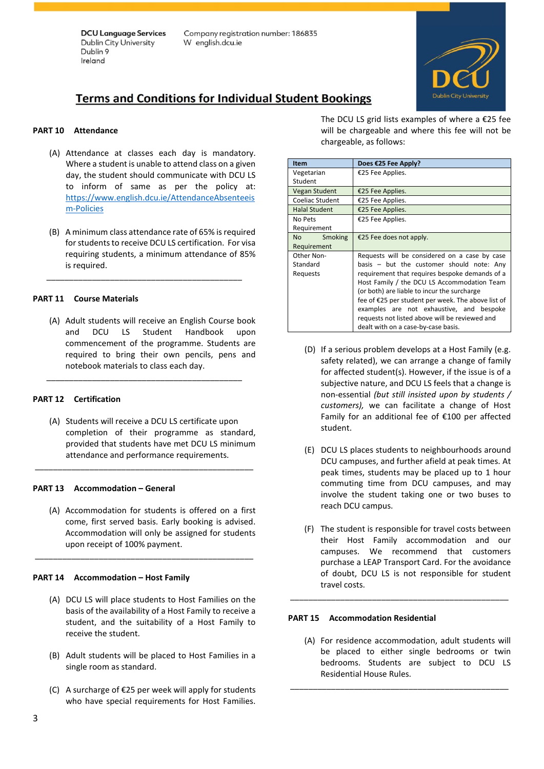DCU Language Services
Dublin City University
Dublin 9
Ireland

Company registration number: 186835
W english.dcu.ie

# Terms and Conditions for Individual Student Bookings

## PART 10 Attendance

(A) Attendance at classes each day is mandatory. Where a student is unable to attend class on a given day, the student should communicate with DCU LS to inform of same as per the policy at: https://www.english.dcu.ie/AttendanceAbsenteeism-Policies

(B) A minimum class attendance rate of 65% is required for students to receive DCU LS certification. For visa requiring students, a minimum attendance of 85% is required.

---

## PART 11 Course Materials

(A) Adult students will receive an English Course book and DCU LS Student Handbook upon commencement of the programme. Students are required to bring their own pencils, pens and notebook materials to class each day.

---

## PART 12 Certification

(A) Students will receive a DCU LS certificate upon completion of their programme as standard, provided that students have met DCU LS minimum attendance and performance requirements.

---

## PART 13 Accommodation – General

(A) Accommodation for students is offered on a first come, first served basis. Early booking is advised. Accommodation will only be assigned for students upon receipt of 100% payment.

---

## PART 14 Accommodation – Host Family

(A) DCU LS will place students to Host Families on the basis of the availability of a Host Family to receive a student, and the suitability of a Host Family to receive the student.

(B) Adult students will be placed to Host Families in a single room as standard.

(C) A surcharge of €25 per week will apply for students who have special requirements for Host Families. The DCU LS grid lists examples of where a €25 fee will be chargeable and where this fee will not be chargeable, as follows:

| Item | Does €25 Fee Apply? |
|---|---|
| Vegetarian Student | €25 Fee Applies. |
| Vegan Student | €25 Fee Applies. |
| Coeliac Student | €25 Fee Applies. |
| Halal Student | €25 Fee Applies. |
| No Pets Requirement | €25 Fee Applies. |
| No Smoking Requirement | €25 Fee does not apply. |
| Other Non-Standard Requests | Requests will be considered on a case by case basis – but the customer should note: Any requirement that requires bespoke demands of a Host Family / the DCU LS Accommodation Team (or both) are liable to incur the surcharge fee of €25 per student per week. The above list of examples are not exhaustive, and bespoke requests not listed above will be reviewed and dealt with on a case-by-case basis. |

(D) If a serious problem develops at a Host Family (e.g. safety related), we can arrange a change of family for affected student(s). However, if the issue is of a subjective nature, and DCU LS feels that a change is non-essential *(but still insisted upon by students / customers),* we can facilitate a change of Host Family for an additional fee of €100 per affected student.

(E) DCU LS places students to neighbourhoods around DCU campuses, and further afield at peak times. At peak times, students may be placed up to 1 hour commuting time from DCU campuses, and may involve the student taking one or two buses to reach DCU campus.

(F) The student is responsible for travel costs between their Host Family accommodation and our campuses. We recommend that customers purchase a LEAP Transport Card. For the avoidance of doubt, DCU LS is not responsible for student travel costs.

---

## PART 15 Accommodation Residential

(A) For residence accommodation, adult students will be placed to either single bedrooms or twin bedrooms. Students are subject to DCU LS Residential House Rules.

---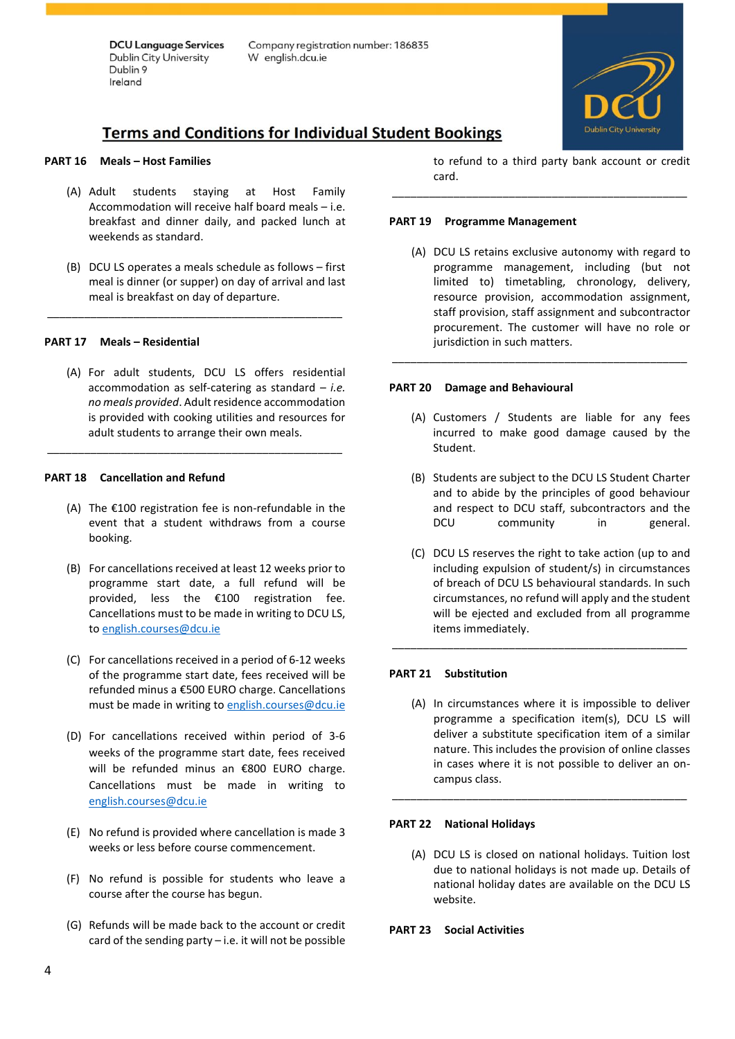DCU Language Services
Dublin City University
Dublin 9
Ireland

Company registration number: 186835
W english.dcu.ie

# Terms and Conditions for Individual Student Bookings

## PART 16 Meals – Host Families

(A) Adult students staying at Host Family Accommodation will receive half board meals – i.e. breakfast and dinner daily, and packed lunch at weekends as standard.

(B) DCU LS operates a meals schedule as follows – first meal is dinner (or supper) on day of arrival and last meal is breakfast on day of departure.

---

## PART 17 Meals – Residential

(A) For adult students, DCU LS offers residential accommodation as self-catering as standard – *i.e. no meals provided*. Adult residence accommodation is provided with cooking utilities and resources for adult students to arrange their own meals.

---

## PART 18 Cancellation and Refund

(A) The €100 registration fee is non-refundable in the event that a student withdraws from a course booking.

(B) For cancellations received at least 12 weeks prior to programme start date, a full refund will be provided, less the €100 registration fee. Cancellations must to be made in writing to DCU LS, to english.courses@dcu.ie

(C) For cancellations received in a period of 6-12 weeks of the programme start date, fees received will be refunded minus a €500 EURO charge. Cancellations must be made in writing to english.courses@dcu.ie

(D) For cancellations received within period of 3-6 weeks of the programme start date, fees received will be refunded minus an €800 EURO charge. Cancellations must be made in writing to english.courses@dcu.ie

(E) No refund is provided where cancellation is made 3 weeks or less before course commencement.

(F) No refund is possible for students who leave a course after the course has begun.

(G) Refunds will be made back to the account or credit card of the sending party – i.e. it will not be possible to refund to a third party bank account or credit card.

---

## PART 19 Programme Management

(A) DCU LS retains exclusive autonomy with regard to programme management, including (but not limited to) timetabling, chronology, delivery, resource provision, accommodation assignment, staff provision, staff assignment and subcontractor procurement. The customer will have no role or jurisdiction in such matters.

---

## PART 20 Damage and Behavioural

(A) Customers / Students are liable for any fees incurred to make good damage caused by the Student.

(B) Students are subject to the DCU LS Student Charter and to abide by the principles of good behaviour and respect to DCU staff, subcontractors and the DCU community in general.

(C) DCU LS reserves the right to take action (up to and including expulsion of student/s) in circumstances of breach of DCU LS behavioural standards. In such circumstances, no refund will apply and the student will be ejected and excluded from all programme items immediately.

---

## PART 21 Substitution

(A) In circumstances where it is impossible to deliver programme a specification item(s), DCU LS will deliver a substitute specification item of a similar nature. This includes the provision of online classes in cases where it is not possible to deliver an on-campus class.

---

## PART 22 National Holidays

(A) DCU LS is closed on national holidays. Tuition lost due to national holidays is not made up. Details of national holiday dates are available on the DCU LS website.

## PART 23 Social Activities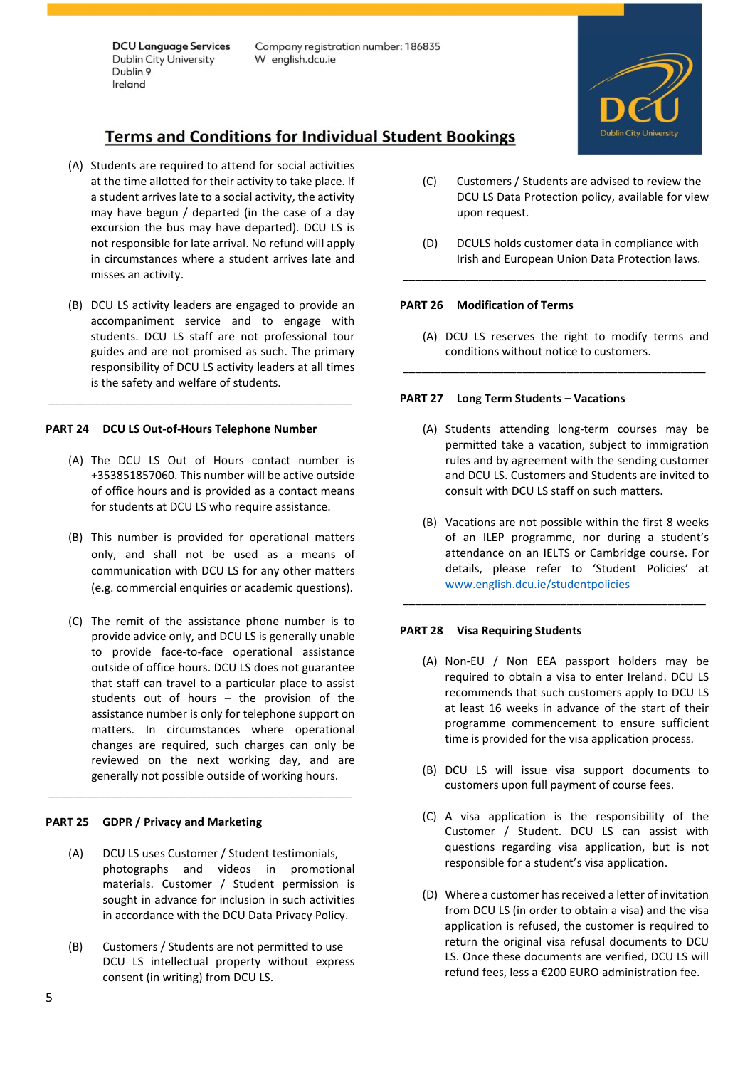DCU Language Services
Dublin City University
Dublin 9
Ireland

Company registration number: 186835
W english.dcu.ie

## Terms and Conditions for Individual Student Bookings

(A) Students are required to attend for social activities at the time allotted for their activity to take place. If a student arrives late to a social activity, the activity may have begun / departed (in the case of a day excursion the bus may have departed). DCU LS is not responsible for late arrival. No refund will apply in circumstances where a student arrives late and misses an activity.

(B) DCU LS activity leaders are engaged to provide an accompaniment service and to engage with students. DCU LS staff are not professional tour guides and are not promised as such. The primary responsibility of DCU LS activity leaders at all times is the safety and welfare of students.

---

### PART 24 DCU LS Out-of-Hours Telephone Number

(A) The DCU LS Out of Hours contact number is +353851857060. This number will be active outside of office hours and is provided as a contact means for students at DCU LS who require assistance.

(B) This number is provided for operational matters only, and shall not be used as a means of communication with DCU LS for any other matters (e.g. commercial enquiries or academic questions).

(C) The remit of the assistance phone number is to provide advice only, and DCU LS is generally unable to provide face-to-face operational assistance outside of office hours. DCU LS does not guarantee that staff can travel to a particular place to assist students out of hours – the provision of the assistance number is only for telephone support on matters. In circumstances where operational changes are required, such charges can only be reviewed on the next working day, and are generally not possible outside of working hours.

---

### PART 25 GDPR / Privacy and Marketing

(A) DCU LS uses Customer / Student testimonials, photographs and videos in promotional materials. Customer / Student permission is sought in advance for inclusion in such activities in accordance with the DCU Data Privacy Policy.

(B) Customers / Students are not permitted to use DCU LS intellectual property without express consent (in writing) from DCU LS.

(C) Customers / Students are advised to review the DCU LS Data Protection policy, available for view upon request.

(D) DCULS holds customer data in compliance with Irish and European Union Data Protection laws.

---

### PART 26 Modification of Terms

(A) DCU LS reserves the right to modify terms and conditions without notice to customers.

---

### PART 27 Long Term Students – Vacations

(A) Students attending long-term courses may be permitted take a vacation, subject to immigration rules and by agreement with the sending customer and DCU LS. Customers and Students are invited to consult with DCU LS staff on such matters.

(B) Vacations are not possible within the first 8 weeks of an ILEP programme, nor during a student's attendance on an IELTS or Cambridge course. For details, please refer to 'Student Policies' at www.english.dcu.ie/studentpolicies

---

### PART 28 Visa Requiring Students

(A) Non-EU / Non EEA passport holders may be required to obtain a visa to enter Ireland. DCU LS recommends that such customers apply to DCU LS at least 16 weeks in advance of the start of their programme commencement to ensure sufficient time is provided for the visa application process.

(B) DCU LS will issue visa support documents to customers upon full payment of course fees.

(C) A visa application is the responsibility of the Customer / Student. DCU LS can assist with questions regarding visa application, but is not responsible for a student's visa application.

(D) Where a customer has received a letter of invitation from DCU LS (in order to obtain a visa) and the visa application is refused, the customer is required to return the original visa refusal documents to DCU LS. Once these documents are verified, DCU LS will refund fees, less a €200 EURO administration fee.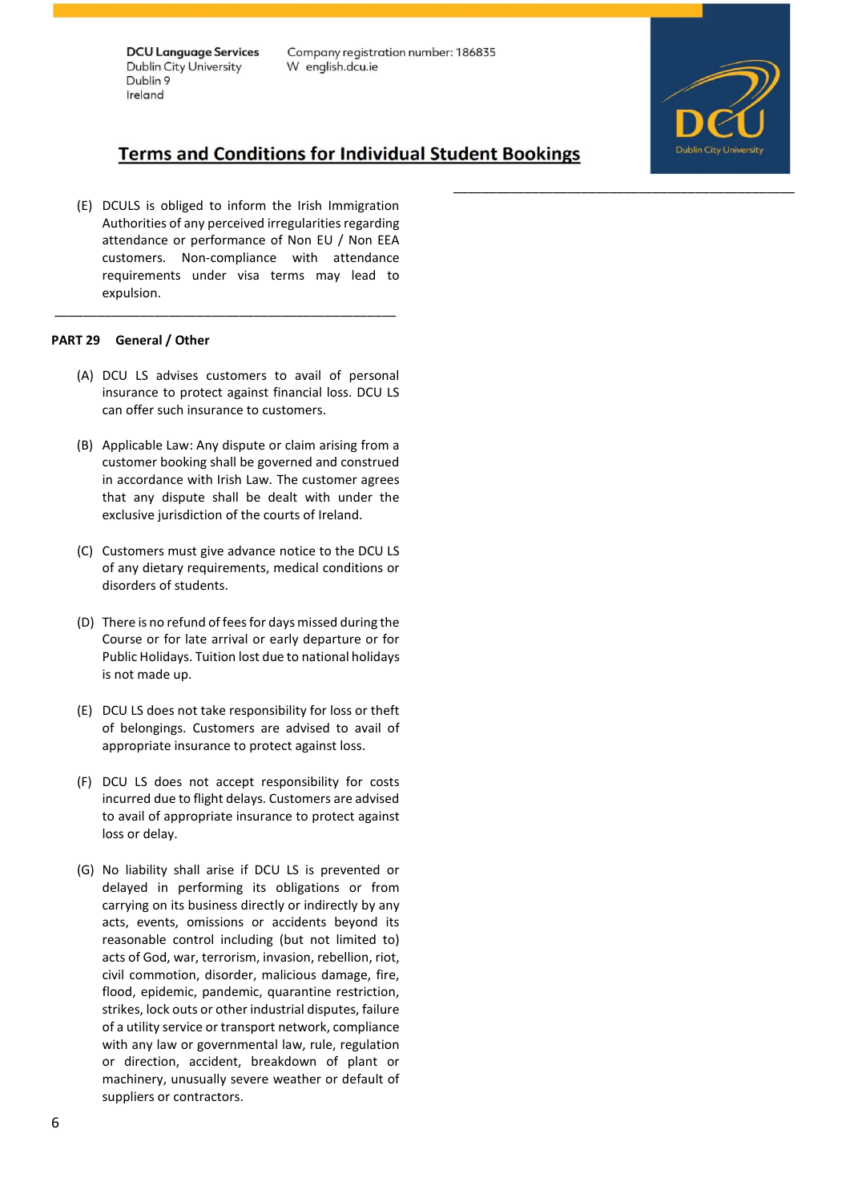(E) DCULS is obliged to inform the Irish Immigration Authorities of any perceived irregularities regarding attendance or performance of Non EU / Non EEA customers. Non-compliance with attendance requirements under visa terms may lead to expulsion.

---

**PART 29 General / Other**

(A) DCU LS advises customers to avail of personal insurance to protect against financial loss. DCU LS can offer such insurance to customers.

(B) Applicable Law: Any dispute or claim arising from a customer booking shall be governed and construed in accordance with Irish Law. The customer agrees that any dispute shall be dealt with under the exclusive jurisdiction of the courts of Ireland.

(C) Customers must give advance notice to the DCU LS of any dietary requirements, medical conditions or disorders of students.

(D) There is no refund of fees for days missed during the Course or for late arrival or early departure or for Public Holidays. Tuition lost due to national holidays is not made up.

(E) DCU LS does not take responsibility for loss or theft of belongings. Customers are advised to avail of appropriate insurance to protect against loss.

(F) DCU LS does not accept responsibility for costs incurred due to flight delays. Customers are advised to avail of appropriate insurance to protect against loss or delay.

(G) No liability shall arise if DCU LS is prevented or delayed in performing its obligations or from carrying on its business directly or indirectly by any acts, events, omissions or accidents beyond its reasonable control including (but not limited to) acts of God, war, terrorism, invasion, rebellion, riot, civil commotion, disorder, malicious damage, fire, flood, epidemic, pandemic, quarantine restriction, strikes, lock outs or other industrial disputes, failure of a utility service or transport network, compliance with any law or governmental law, rule, regulation or direction, accident, breakdown of plant or machinery, unusually severe weather or default of suppliers or contractors.